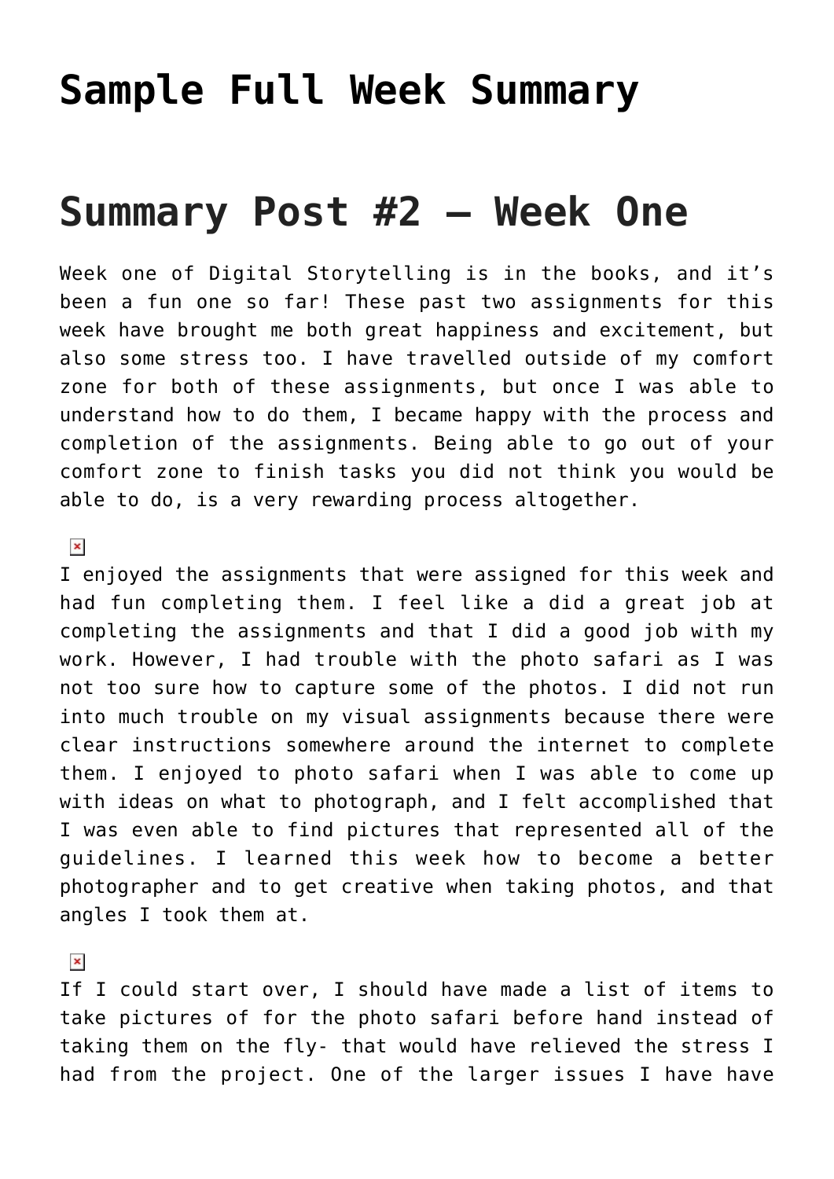# Sample Full Week Summary

# Summary Post #2 – Week One

Week one of Digital Storytelling is in the books, and it's been a fun one so far! These past two assignments for this week have brought me both great happiness and excitement, but also some stress too. I have travelled outside of my comfort zone for both of these assignments, but once I was able to understand how to do them, I became happy with the process and completion of the assignments. Being able to go out of your comfort zone to finish tasks you did not think you would be able to do, is a very rewarding process altogether.

I enjoyed the assignments that were assigned for this week and had fun completing them. I feel like a did a great job at completing the assignments and that I did a good job with my work. However, I had trouble with the photo safari as I was not too sure how to capture some of the photos. I did not run into much trouble on my visual assignments because there were clear instructions somewhere around the internet to complete them. I enjoyed to photo safari when I was able to come up with ideas on what to photograph, and I felt accomplished that I was even able to find pictures that represented all of the guidelines. I learned this week how to become a better photographer and to get creative when taking photos, and that angles I took them at.

If I could start over, I should have made a list of items to take pictures of for the photo safari before hand instead of taking them on the fly- that would have relieved the stress I had from the project. One of the larger issues I have have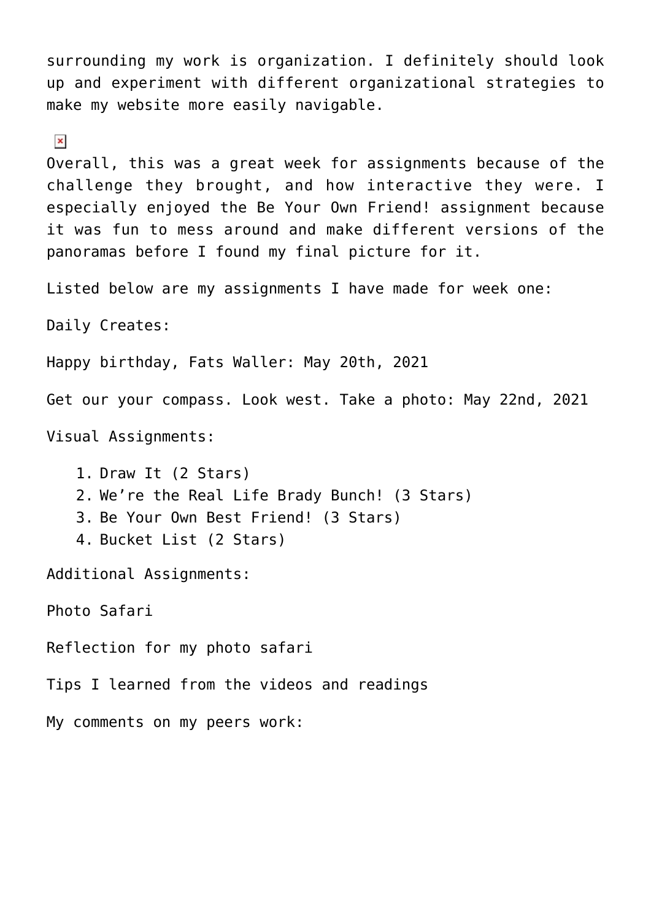surrounding my work is organization. I definitely should look up and experiment with different organizational strategies to make my website more easily navigable.

Overall, this was a great week for assignments because of the challenge they brought, and how interactive they were. I especially enjoyed the Be Your Own Friend! assignment because it was fun to mess around and make different versions of the panoramas before I found my final picture for it.

Listed below are my assignments I have made for week one:

Daily Creates:

Happy birthday, Fats Waller: May 20th, 2021

Get our your compass. Look west. Take a photo: May 22nd, 2021

Visual Assignments:

1. Draw It (2 Stars)
2. We're the Real Life Brady Bunch! (3 Stars)
3. Be Your Own Best Friend! (3 Stars)
4. Bucket List (2 Stars)

Additional Assignments:

Photo Safari

Reflection for my photo safari

Tips I learned from the videos and readings

My comments on my peers work: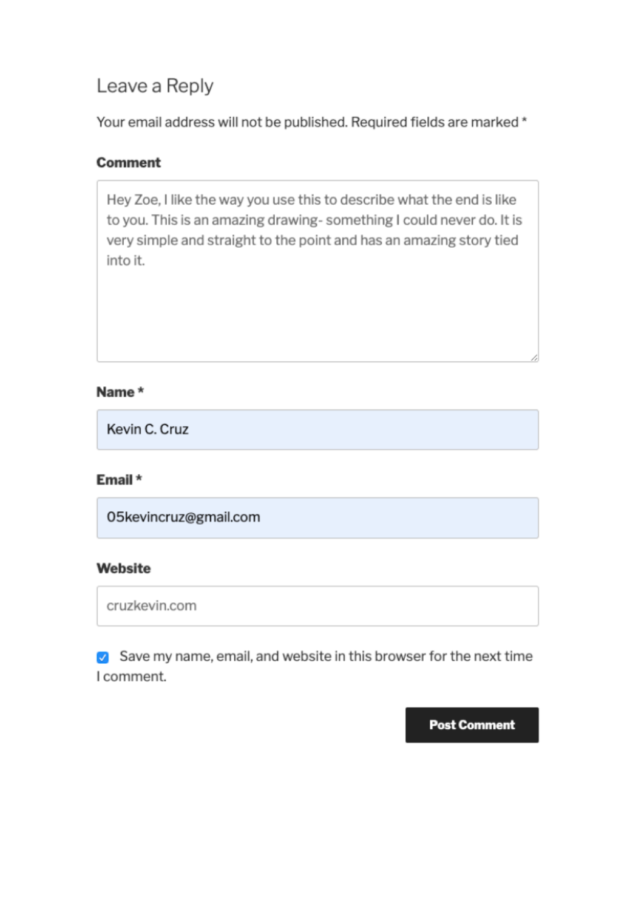## Leave a Reply

Your email address will not be published. Required fields are marked *

**Comment**

Hey Zoe, I like the way you use this to describe what the end is like to you. This is an amazing drawing- something I could never do. It is very simple and straight to the point and has an amazing story tied into it.

**Name ***

Kevin C. Cruz

**Email ***

05kevincruz@gmail.com

**Website**

cruzkevin.com

☑ Save my name, email, and website in this browser for the next time I comment.

**Post Comment**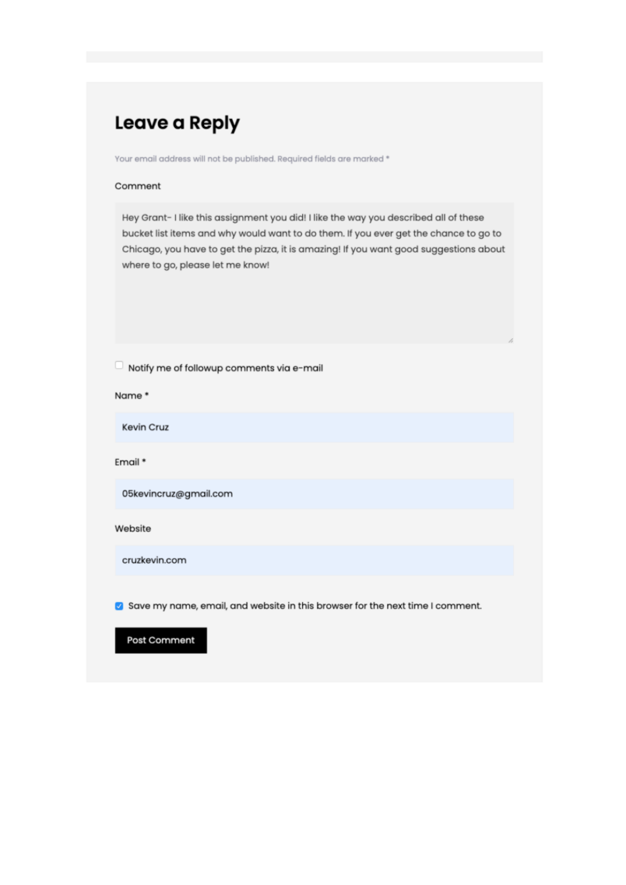## Leave a Reply

Your email address will not be published. Required fields are marked *

Comment

Hey Grant- I like this assignment you did! I like the way you described all of these bucket list items and why would want to do them. If you ever get the chance to go to Chicago, you have to get the pizza, it is amazing! If you want good suggestions about where to go, please let me know!

☐ Notify me of followup comments via e-mail

Name *

Kevin Cruz

Email *

05kevincruz@gmail.com

Website

cruzkevin.com

☑ Save my name, email, and website in this browser for the next time I comment.

Post Comment